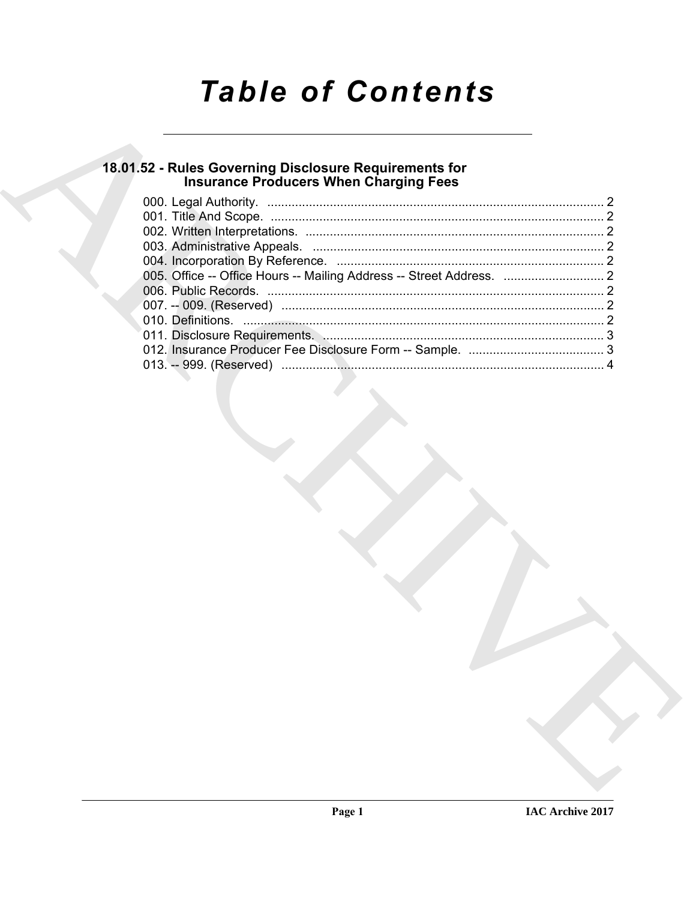# Table of Contents

## 18.01.52 - Rules Governing Disclosure Requirements for Insurance Producers When Charging Fees

000. Legal Authority. ..... 2
001. Title And Scope. ..... 2
002. Written Interpretations. ..... 2
003. Administrative Appeals. ..... 2
004. Incorporation By Reference. ..... 2
005. Office -- Office Hours -- Mailing Address -- Street Address. ..... 2
006. Public Records. ..... 2
007. -- 009. (Reserved) ..... 2
010. Definitions. ..... 2
011. Disclosure Requirements. ..... 3
012. Insurance Producer Fee Disclosure Form -- Sample. ..... 3
013. -- 999. (Reserved) ..... 4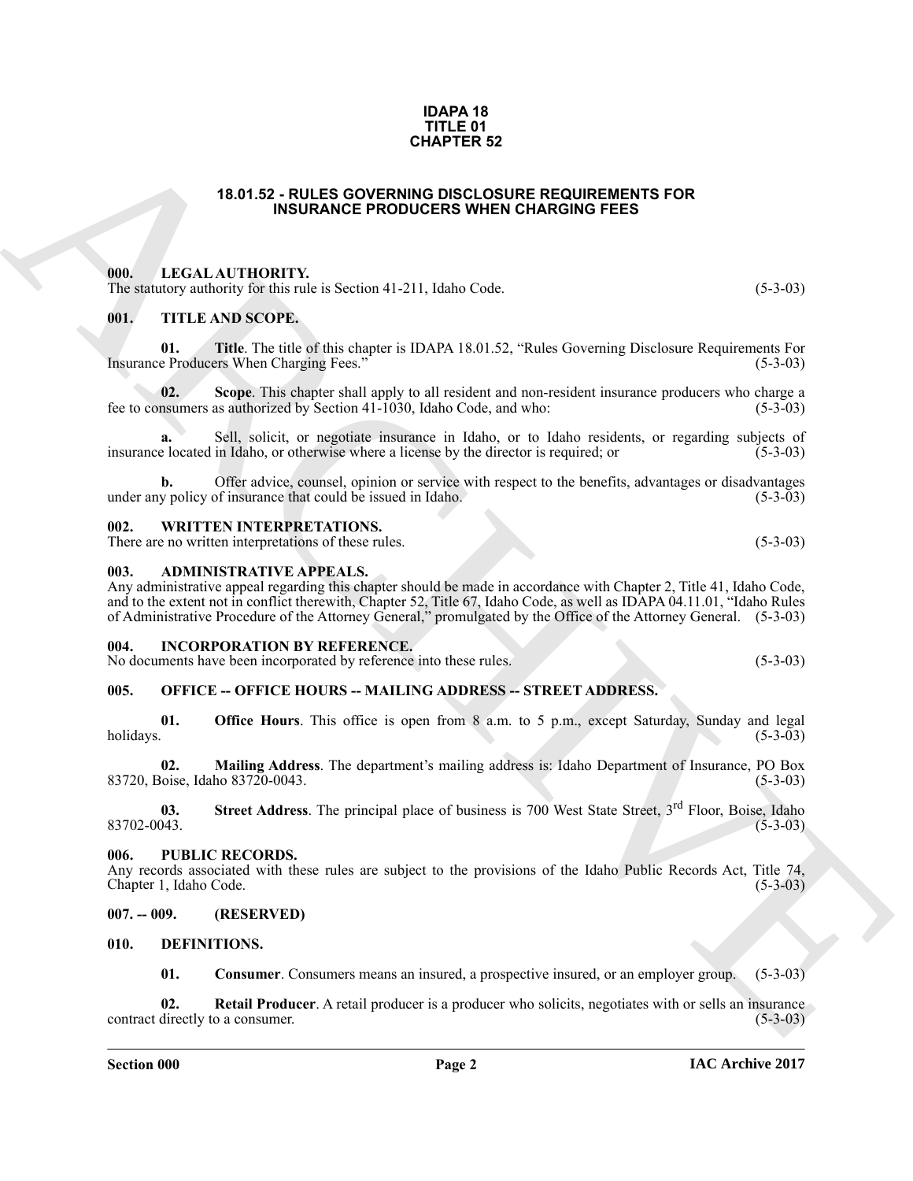**IDAPA 18**
**TITLE 01**
**CHAPTER 52**

# 18.01.52 - RULES GOVERNING DISCLOSURE REQUIREMENTS FOR INSURANCE PRODUCERS WHEN CHARGING FEES

## 000. LEGAL AUTHORITY.

The statutory authority for this rule is Section 41-211, Idaho Code. (5-3-03)

## 001. TITLE AND SCOPE.

**01. Title**. The title of this chapter is IDAPA 18.01.52, "Rules Governing Disclosure Requirements For Insurance Producers When Charging Fees." (5-3-03)

**02. Scope**. This chapter shall apply to all resident and non-resident insurance producers who charge a fee to consumers as authorized by Section 41-1030, Idaho Code, and who: (5-3-03)

**a.** Sell, solicit, or negotiate insurance in Idaho, or to Idaho residents, or regarding subjects of insurance located in Idaho, or otherwise where a license by the director is required; or (5-3-03)

**b.** Offer advice, counsel, opinion or service with respect to the benefits, advantages or disadvantages under any policy of insurance that could be issued in Idaho. (5-3-03)

## 002. WRITTEN INTERPRETATIONS.

There are no written interpretations of these rules. (5-3-03)

## 003. ADMINISTRATIVE APPEALS.

Any administrative appeal regarding this chapter should be made in accordance with Chapter 2, Title 41, Idaho Code, and to the extent not in conflict therewith, Chapter 52, Title 67, Idaho Code, as well as IDAPA 04.11.01, "Idaho Rules of Administrative Procedure of the Attorney General," promulgated by the Office of the Attorney General. (5-3-03)

## 004. INCORPORATION BY REFERENCE.

No documents have been incorporated by reference into these rules. (5-3-03)

## 005. OFFICE -- OFFICE HOURS -- MAILING ADDRESS -- STREET ADDRESS.

**01. Office Hours**. This office is open from 8 a.m. to 5 p.m., except Saturday, Sunday and legal holidays. (5-3-03)

**02. Mailing Address**. The department's mailing address is: Idaho Department of Insurance, PO Box 83720, Boise, Idaho 83720-0043. (5-3-03)

**03. Street Address**. The principal place of business is 700 West State Street, 3rd Floor, Boise, Idaho 83702-0043. (5-3-03)

## 006. PUBLIC RECORDS.

Any records associated with these rules are subject to the provisions of the Idaho Public Records Act, Title 74, Chapter 1, Idaho Code. (5-3-03)

## 007. -- 009. (RESERVED)

## 010. DEFINITIONS.

**01. Consumer**. Consumers means an insured, a prospective insured, or an employer group. (5-3-03)

**02. Retail Producer**. A retail producer is a producer who solicits, negotiates with or sells an insurance contract directly to a consumer. (5-3-03)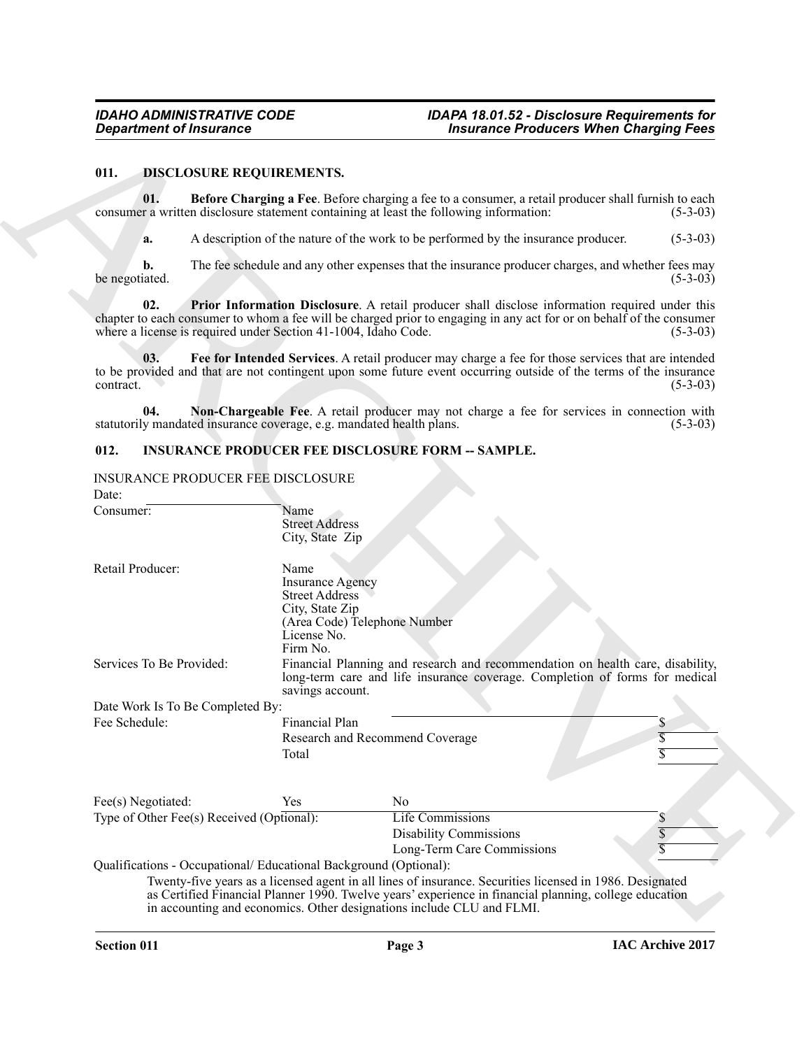## 011. DISCLOSURE REQUIREMENTS.

**01. Before Charging a Fee**. Before charging a fee to a consumer, a retail producer shall furnish to each consumer a written disclosure statement containing at least the following information: (5-3-03)

**a.** A description of the nature of the work to be performed by the insurance producer. (5-3-03)

**b.** The fee schedule and any other expenses that the insurance producer charges, and whether fees may be negotiated. (5-3-03)

**02. Prior Information Disclosure**. A retail producer shall disclose information required under this chapter to each consumer to whom a fee will be charged prior to engaging in any act for or on behalf of the consumer where a license is required under Section 41-1004, Idaho Code. (5-3-03)

**03. Fee for Intended Services**. A retail producer may charge a fee for those services that are intended to be provided and that are not contingent upon some future event occurring outside of the terms of the insurance contract. (5-3-03)

**04. Non-Chargeable Fee**. A retail producer may not charge a fee for services in connection with statutorily mandated insurance coverage, e.g. mandated health plans. (5-3-03)

## 012. INSURANCE PRODUCER FEE DISCLOSURE FORM -- SAMPLE.

INSURANCE PRODUCER FEE DISCLOSURE

Date: ____________________

Consumer: Name
Street Address
City, State Zip

Retail Producer: Name
Insurance Agency
Street Address
City, State Zip
(Area Code) Telephone Number
License No.
Firm No.

Services To Be Provided: Financial Planning and research and recommendation on health care, disability, long-term care and life insurance coverage. Completion of forms for medical savings account.

Date Work Is To Be Completed By:

| Fee Schedule: | | |
|---|---|---|
| | Financial Plan | $ |
| | Research and Recommend Coverage | $ |
| | Total | $ |

| Fee(s) Negotiated: | Yes | No | |
|---|---|---|---|
| Type of Other Fee(s) Received (Optional): | | Life Commissions | $ |
| | | Disability Commissions | $ |
| | | Long-Term Care Commissions | $ |

Qualifications - Occupational/ Educational Background (Optional):

Twenty-five years as a licensed agent in all lines of insurance. Securities licensed in 1986. Designated as Certified Financial Planner 1990. Twelve years' experience in financial planning, college education in accounting and economics. Other designations include CLU and FLMI.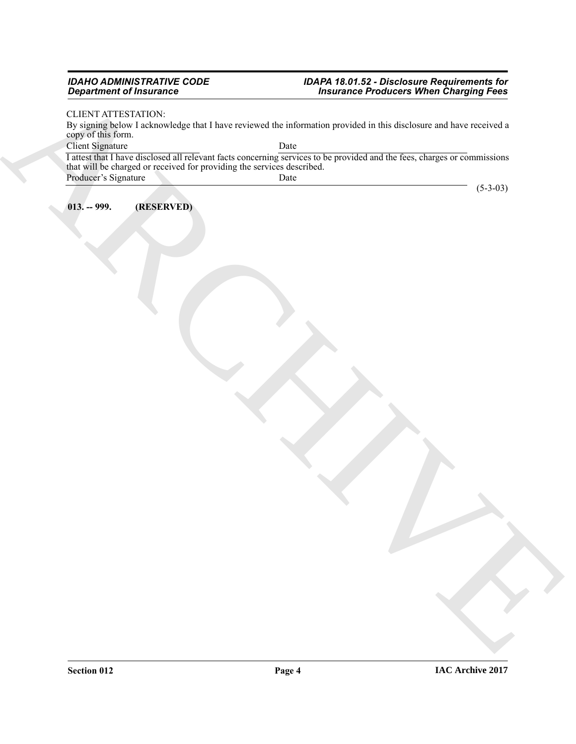CLIENT ATTESTATION:

By signing below I acknowledge that I have reviewed the information provided in this disclosure and have received a copy of this form.

Client Signature                                                  Date

I attest that I have disclosed all relevant facts concerning services to be provided and the fees, charges or commissions that will be charged or received for providing the services described.

Producer's Signature                                              Date

(5-3-03)

**013. -- 999. (RESERVED)**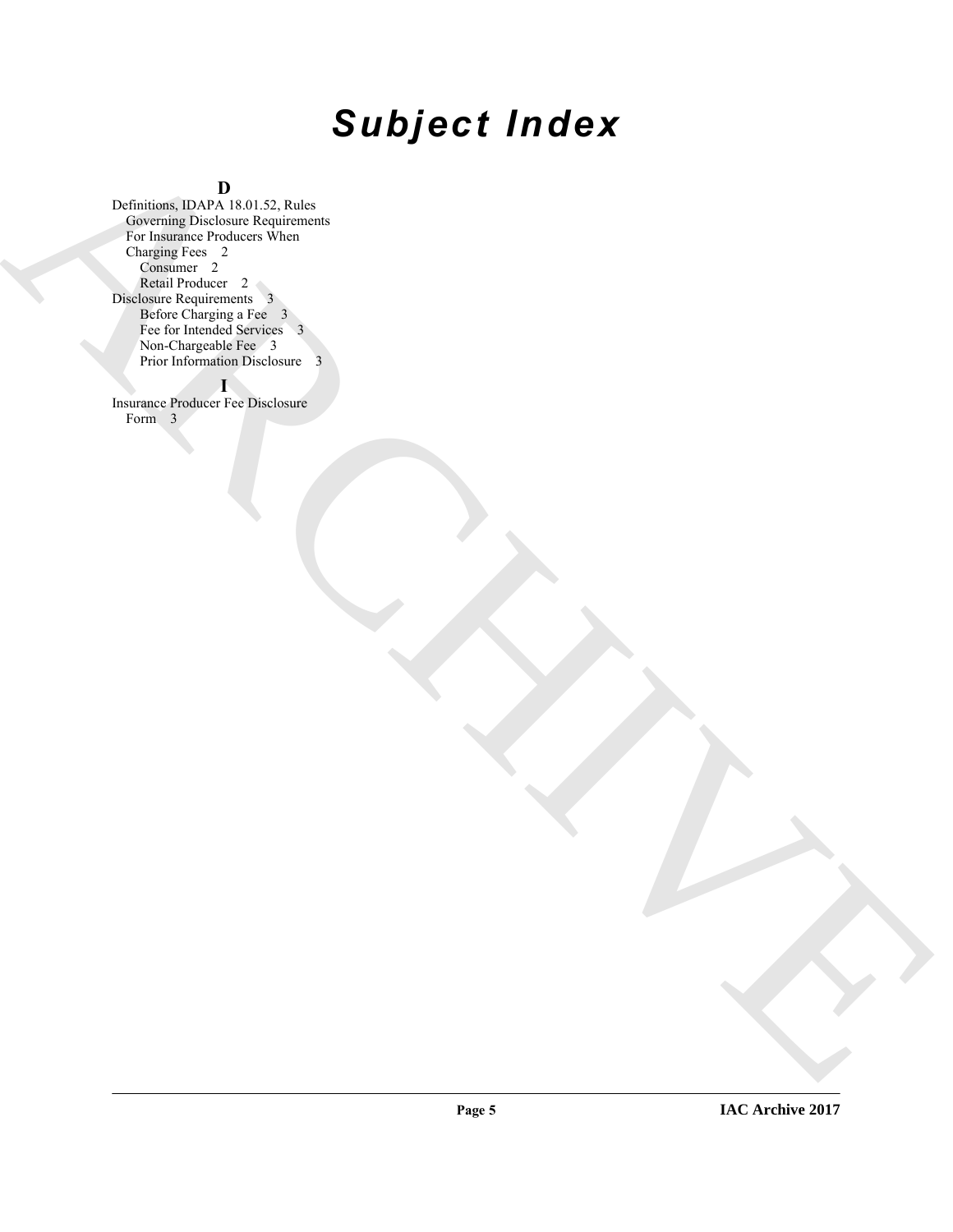# *Subject Index*

**D**

Definitions, IDAPA 18.01.52, Rules Governing Disclosure Requirements For Insurance Producers When Charging Fees 2
- Consumer 2
- Retail Producer 2

Disclosure Requirements 3
- Before Charging a Fee 3
- Fee for Intended Services 3
- Non-Chargeable Fee 3
- Prior Information Disclosure 3

**I**

Insurance Producer Fee Disclosure Form 3